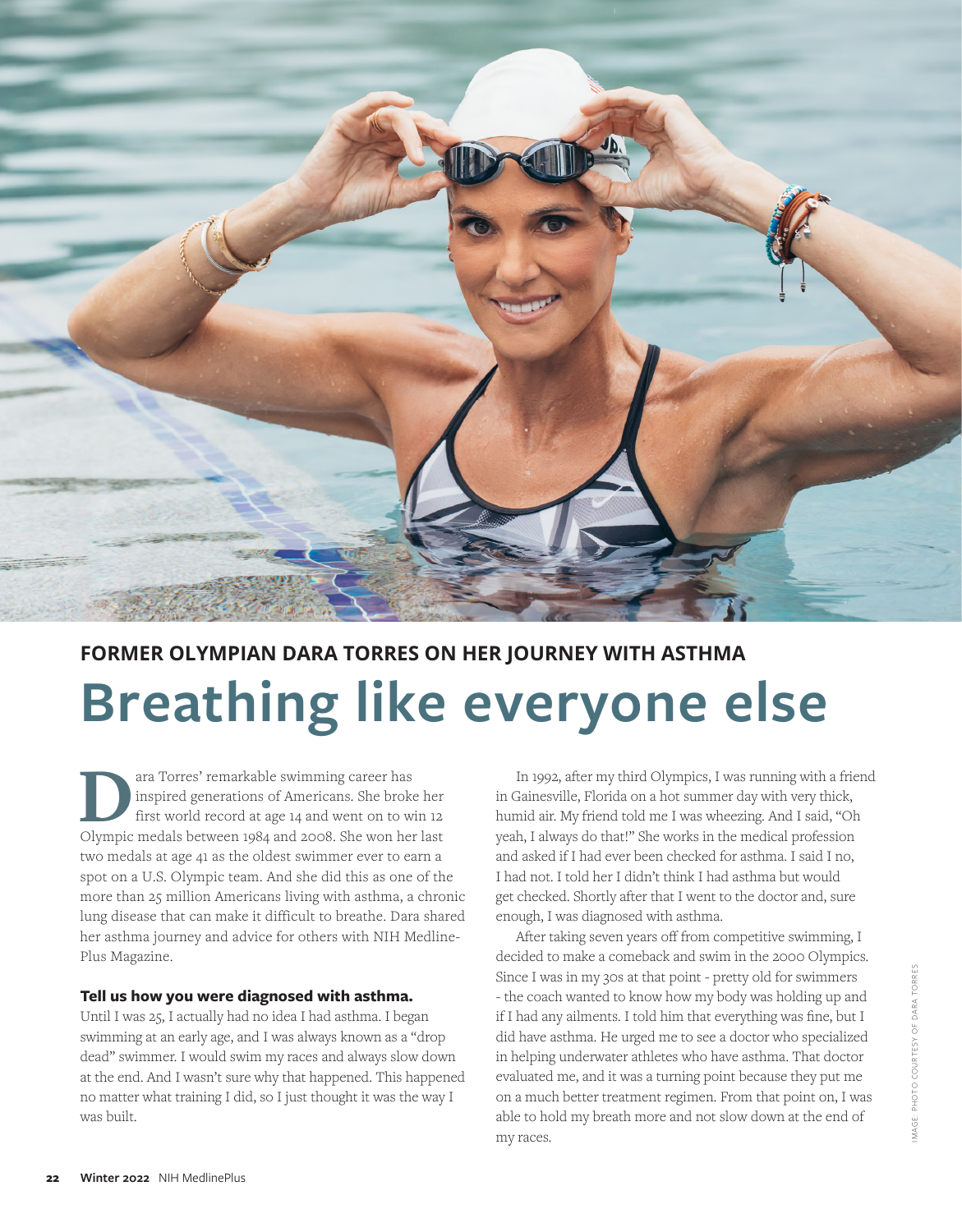## FORMER OLYMPIAN DARA TORRES ON HER JOURNEY WITH ASTHMA

# Breathing like everyone else

Dara Torres' remarkable swimming career has inspired generations of Americans. She broke her first world record at age 14 and went on to win 12 Olympic medals between 1984 and 2008. She won her last two medals at age 41 as the oldest swimmer ever to earn a spot on a U.S. Olympic team. And she did this as one of the more than 25 million Americans living with asthma, a chronic lung disease that can make it difficult to breathe. Dara shared her asthma journey and advice for others with NIH MedlinePlus Magazine.

**Tell us how you were diagnosed with asthma.**

Until I was 25, I actually had no idea I had asthma. I began swimming at an early age, and I was always known as a "drop dead" swimmer. I would swim my races and always slow down at the end. And I wasn't sure why that happened. This happened no matter what training I did, so I just thought it was the way I was built.

In 1992, after my third Olympics, I was running with a friend in Gainesville, Florida on a hot summer day with very thick, humid air. My friend told me I was wheezing. And I said, "Oh yeah, I always do that!" She works in the medical profession and asked if I had ever been checked for asthma. I said I no, I had not. I told her I didn't think I had asthma but would get checked. Shortly after that I went to the doctor and, sure enough, I was diagnosed with asthma.

After taking seven years off from competitive swimming, I decided to make a comeback and swim in the 2000 Olympics. Since I was in my 30s at that point - pretty old for swimmers - the coach wanted to know how my body was holding up and if I had any ailments. I told him that everything was fine, but I did have asthma. He urged me to see a doctor who specialized in helping underwater athletes who have asthma. That doctor evaluated me, and it was a turning point because they put me on a much better treatment regimen. From that point on, I was able to hold my breath more and not slow down at the end of my races.

IMAGE: PHOTO COURTESY OF DARA TORRES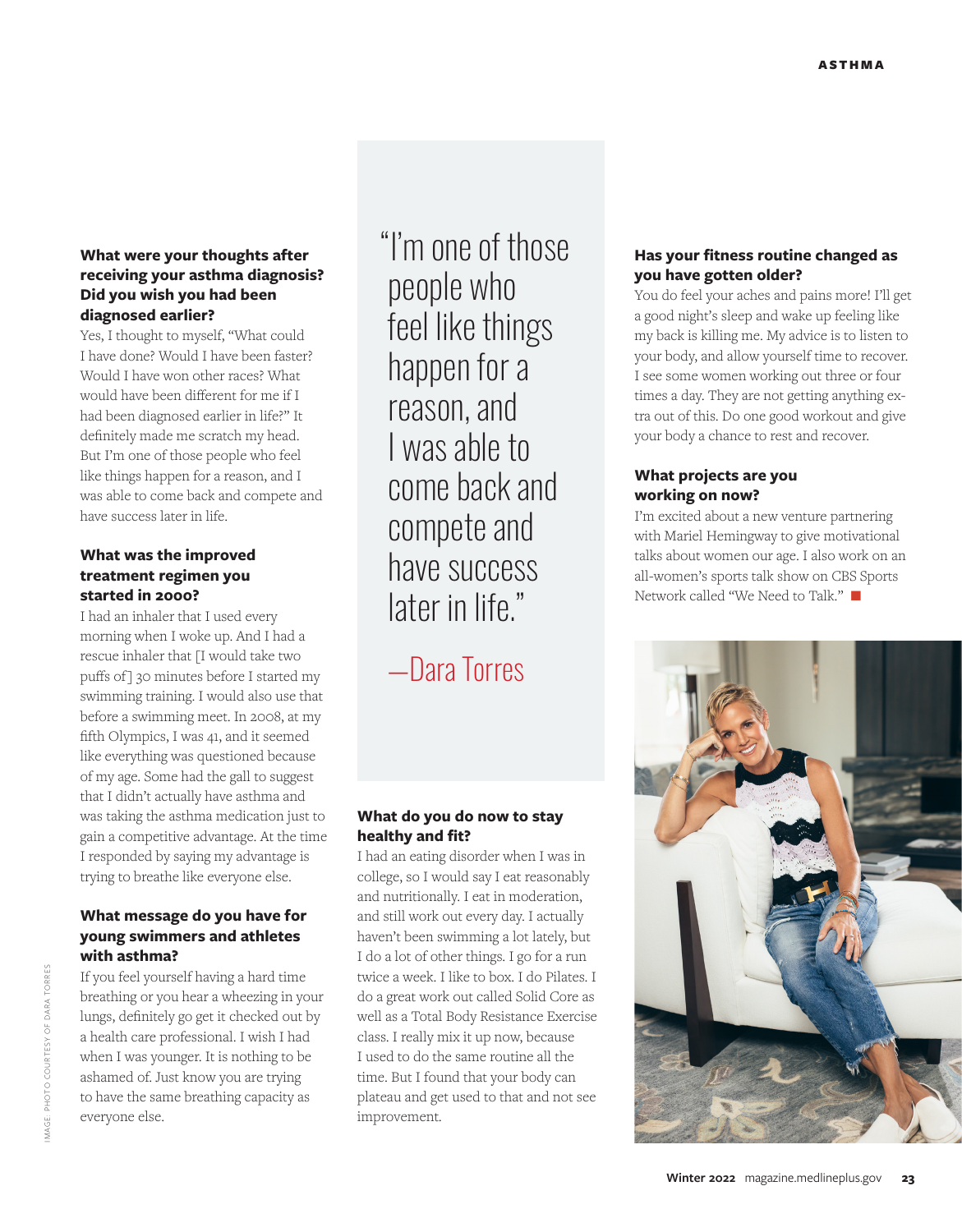### What were your thoughts after receiving your asthma diagnosis? Did you wish you had been diagnosed earlier?

Yes, I thought to myself, "What could I have done? Would I have been faster? Would I have won other races? What would have been different for me if I had been diagnosed earlier in life?" It definitely made me scratch my head. But I'm one of those people who feel like things happen for a reason, and I was able to come back and compete and have success later in life.

### What was the improved treatment regimen you started in 2000?

I had an inhaler that I used every morning when I woke up. And I had a rescue inhaler that [I would take two puffs of] 30 minutes before I started my swimming training. I would also use that before a swimming meet. In 2008, at my fifth Olympics, I was 41, and it seemed like everything was questioned because of my age. Some had the gall to suggest that I didn't actually have asthma and was taking the asthma medication just to gain a competitive advantage. At the time I responded by saying my advantage is trying to breathe like everyone else.

### What message do you have for young swimmers and athletes with asthma?

If you feel yourself having a hard time breathing or you hear a wheezing in your lungs, definitely go get it checked out by a health care professional. I wish I had when I was younger. It is nothing to be ashamed of. Just know you are trying to have the same breathing capacity as everyone else.

> "I'm one of those people who feel like things happen for a reason, and I was able to come back and compete and have success later in life."
>
> —Dara Torres

### What do you do now to stay healthy and fit?

I had an eating disorder when I was in college, so I would say I eat reasonably and nutritionally. I eat in moderation, and still work out every day. I actually haven't been swimming a lot lately, but I do a lot of other things. I go for a run twice a week. I like to box. I do Pilates. I do a great work out called Solid Core as well as a Total Body Resistance Exercise class. I really mix it up now, because I used to do the same routine all the time. But I found that your body can plateau and get used to that and not see improvement.

### Has your fitness routine changed as you have gotten older?

You do feel your aches and pains more! I'll get a good night's sleep and wake up feeling like my back is killing me. My advice is to listen to your body, and allow yourself time to recover. I see some women working out three or four times a day. They are not getting anything extra out of this. Do one good workout and give your body a chance to rest and recover.

### What projects are you working on now?

I'm excited about a new venture partnering with Mariel Hemingway to give motivational talks about women our age. I also work on an all-women's sports talk show on CBS Sports Network called "We Need to Talk." ■

IMAGE: PHOTO COURTESY OF DARA TORRES